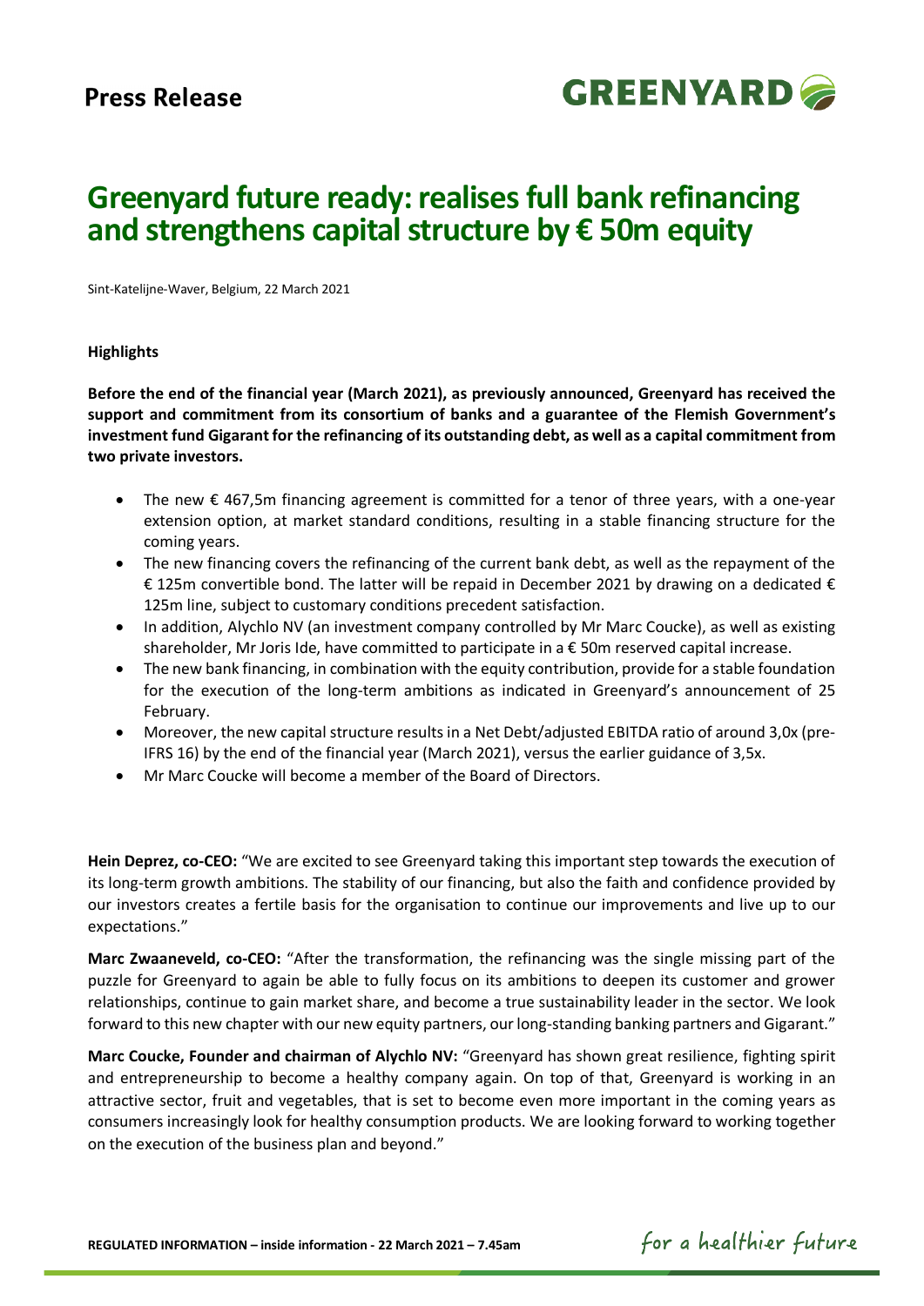**Press Release**

# Greenyard future ready: realises full bank refinancing and strengthens capital structure by € 50m equity

Sint-Katelijne-Waver, Belgium, 22 March 2021

**Highlights**

**Before the end of the financial year (March 2021), as previously announced, Greenyard has received the support and commitment from its consortium of banks and a guarantee of the Flemish Government's investment fund Gigarant for the refinancing of its outstanding debt, as well as a capital commitment from two private investors.**

- The new € 467,5m financing agreement is committed for a tenor of three years, with a one-year extension option, at market standard conditions, resulting in a stable financing structure for the coming years.
- The new financing covers the refinancing of the current bank debt, as well as the repayment of the € 125m convertible bond. The latter will be repaid in December 2021 by drawing on a dedicated € 125m line, subject to customary conditions precedent satisfaction.
- In addition, Alychlo NV (an investment company controlled by Mr Marc Coucke), as well as existing shareholder, Mr Joris Ide, have committed to participate in a € 50m reserved capital increase.
- The new bank financing, in combination with the equity contribution, provide for a stable foundation for the execution of the long-term ambitions as indicated in Greenyard's announcement of 25 February.
- Moreover, the new capital structure results in a Net Debt/adjusted EBITDA ratio of around 3,0x (pre-IFRS 16) by the end of the financial year (March 2021), versus the earlier guidance of 3,5x.
- Mr Marc Coucke will become a member of the Board of Directors.

**Hein Deprez, co-CEO:** "We are excited to see Greenyard taking this important step towards the execution of its long-term growth ambitions. The stability of our financing, but also the faith and confidence provided by our investors creates a fertile basis for the organisation to continue our improvements and live up to our expectations."

**Marc Zwaaneveld, co-CEO:** "After the transformation, the refinancing was the single missing part of the puzzle for Greenyard to again be able to fully focus on its ambitions to deepen its customer and grower relationships, continue to gain market share, and become a true sustainability leader in the sector. We look forward to this new chapter with our new equity partners, our long-standing banking partners and Gigarant."

**Marc Coucke, Founder and chairman of Alychlo NV:** "Greenyard has shown great resilience, fighting spirit and entrepreneurship to become a healthy company again. On top of that, Greenyard is working in an attractive sector, fruit and vegetables, that is set to become even more important in the coming years as consumers increasingly look for healthy consumption products. We are looking forward to working together on the execution of the business plan and beyond."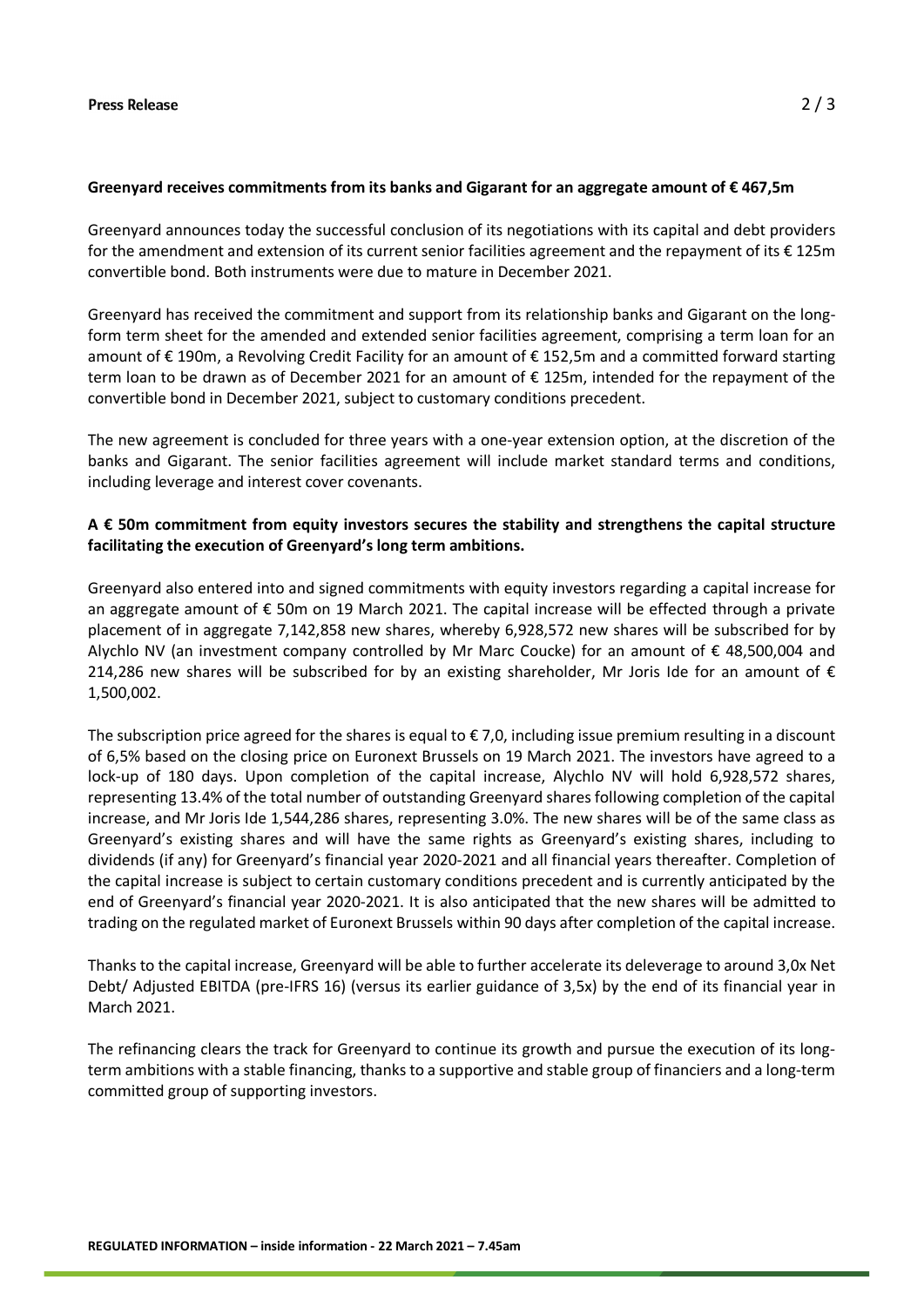**Greenyard receives commitments from its banks and Gigarant for an aggregate amount of € 467,5m**

Greenyard announces today the successful conclusion of its negotiations with its capital and debt providers for the amendment and extension of its current senior facilities agreement and the repayment of its € 125m convertible bond. Both instruments were due to mature in December 2021.

Greenyard has received the commitment and support from its relationship banks and Gigarant on the long-form term sheet for the amended and extended senior facilities agreement, comprising a term loan for an amount of € 190m, a Revolving Credit Facility for an amount of € 152,5m and a committed forward starting term loan to be drawn as of December 2021 for an amount of € 125m, intended for the repayment of the convertible bond in December 2021, subject to customary conditions precedent.

The new agreement is concluded for three years with a one-year extension option, at the discretion of the banks and Gigarant. The senior facilities agreement will include market standard terms and conditions, including leverage and interest cover covenants.

**A € 50m commitment from equity investors secures the stability and strengthens the capital structure facilitating the execution of Greenyard's long term ambitions.**

Greenyard also entered into and signed commitments with equity investors regarding a capital increase for an aggregate amount of € 50m on 19 March 2021. The capital increase will be effected through a private placement of in aggregate 7,142,858 new shares, whereby 6,928,572 new shares will be subscribed for by Alychlo NV (an investment company controlled by Mr Marc Coucke) for an amount of € 48,500,004 and 214,286 new shares will be subscribed for by an existing shareholder, Mr Joris Ide for an amount of € 1,500,002.

The subscription price agreed for the shares is equal to € 7,0, including issue premium resulting in a discount of 6,5% based on the closing price on Euronext Brussels on 19 March 2021. The investors have agreed to a lock-up of 180 days. Upon completion of the capital increase, Alychlo NV will hold 6,928,572 shares, representing 13.4% of the total number of outstanding Greenyard shares following completion of the capital increase, and Mr Joris Ide 1,544,286 shares, representing 3.0%. The new shares will be of the same class as Greenyard's existing shares and will have the same rights as Greenyard's existing shares, including to dividends (if any) for Greenyard's financial year 2020-2021 and all financial years thereafter. Completion of the capital increase is subject to certain customary conditions precedent and is currently anticipated by the end of Greenyard's financial year 2020-2021. It is also anticipated that the new shares will be admitted to trading on the regulated market of Euronext Brussels within 90 days after completion of the capital increase.

Thanks to the capital increase, Greenyard will be able to further accelerate its deleverage to around 3,0x Net Debt/ Adjusted EBITDA (pre-IFRS 16) (versus its earlier guidance of 3,5x) by the end of its financial year in March 2021.

The refinancing clears the track for Greenyard to continue its growth and pursue the execution of its long-term ambitions with a stable financing, thanks to a supportive and stable group of financiers and a long-term committed group of supporting investors.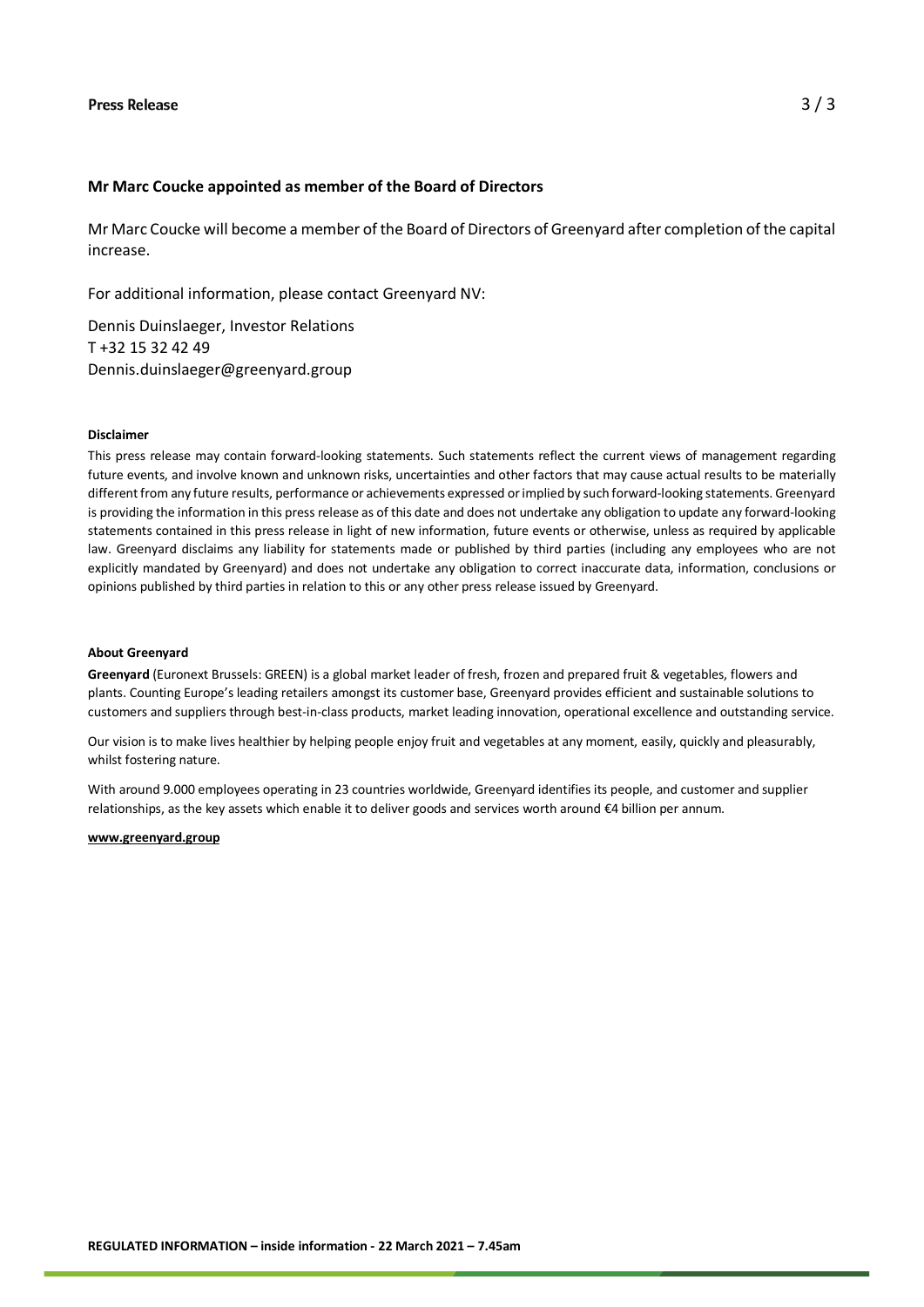## Mr Marc Coucke appointed as member of the Board of Directors

Mr Marc Coucke will become a member of the Board of Directors of Greenyard after completion of the capital increase.

For additional information, please contact Greenyard NV:

Dennis Duinslaeger, Investor Relations
T +32 15 32 42 49
Dennis.duinslaeger@greenyard.group

#### Disclaimer

This press release may contain forward-looking statements. Such statements reflect the current views of management regarding future events, and involve known and unknown risks, uncertainties and other factors that may cause actual results to be materially different from any future results, performance or achievements expressed or implied by such forward-looking statements. Greenyard is providing the information in this press release as of this date and does not undertake any obligation to update any forward-looking statements contained in this press release in light of new information, future events or otherwise, unless as required by applicable law. Greenyard disclaims any liability for statements made or published by third parties (including any employees who are not explicitly mandated by Greenyard) and does not undertake any obligation to correct inaccurate data, information, conclusions or opinions published by third parties in relation to this or any other press release issued by Greenyard.

#### About Greenyard

**Greenyard** (Euronext Brussels: GREEN) is a global market leader of fresh, frozen and prepared fruit & vegetables, flowers and plants. Counting Europe's leading retailers amongst its customer base, Greenyard provides efficient and sustainable solutions to customers and suppliers through best-in-class products, market leading innovation, operational excellence and outstanding service.

Our vision is to make lives healthier by helping people enjoy fruit and vegetables at any moment, easily, quickly and pleasurably, whilst fostering nature.

With around 9.000 employees operating in 23 countries worldwide, Greenyard identifies its people, and customer and supplier relationships, as the key assets which enable it to deliver goods and services worth around €4 billion per annum.

**www.greenyard.group**

**REGULATED INFORMATION – inside information - 22 March 2021 – 7.45am**